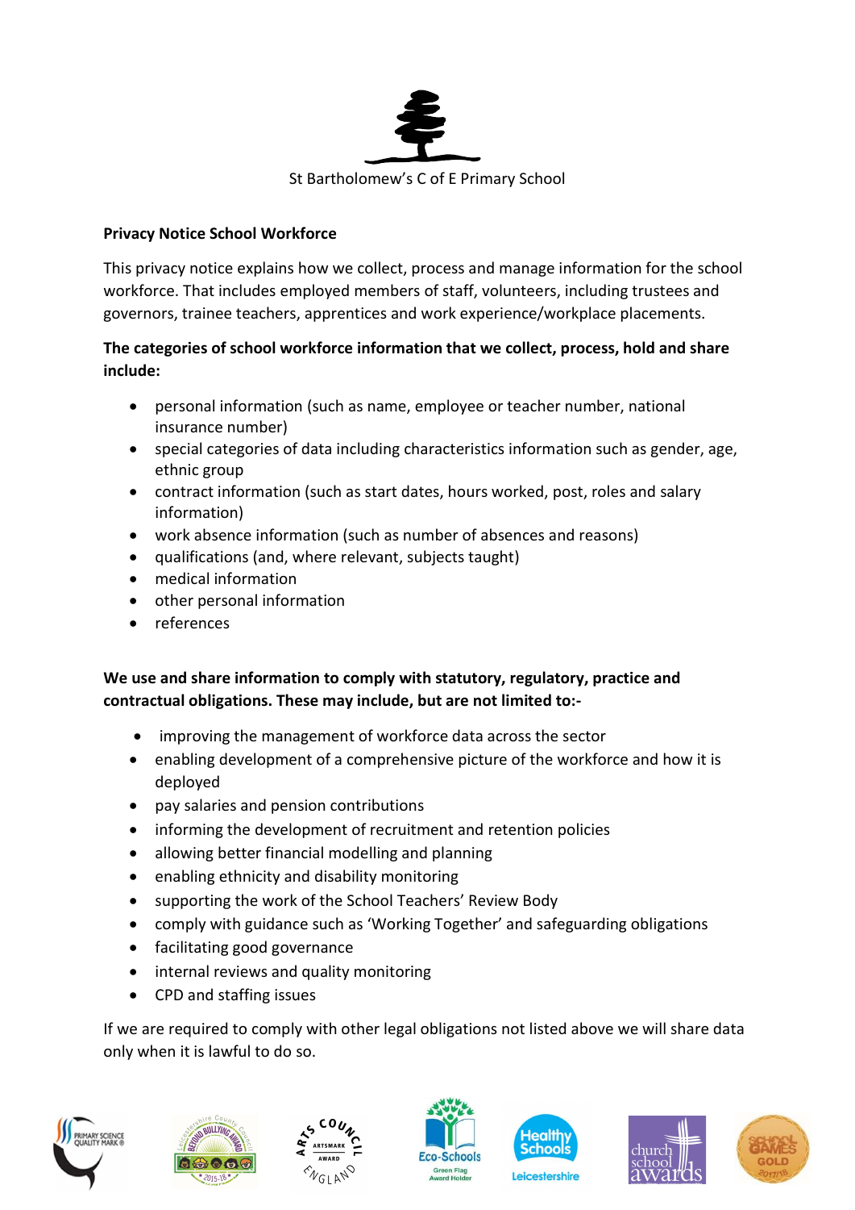St Bartholomew's C of E Primary School

**Privacy Notice School Workforce**

This privacy notice explains how we collect, process and manage information for the school workforce. That includes employed members of staff, volunteers, including trustees and governors, trainee teachers, apprentices and work experience/workplace placements.

**The categories of school workforce information that we collect, process, hold and share include:**

- personal information (such as name, employee or teacher number, national insurance number)
- special categories of data including characteristics information such as gender, age, ethnic group
- contract information (such as start dates, hours worked, post, roles and salary information)
- work absence information (such as number of absences and reasons)
- qualifications (and, where relevant, subjects taught)
- medical information
- other personal information
- references

**We use and share information to comply with statutory, regulatory, practice and contractual obligations. These may include, but are not limited to:-**

- improving the management of workforce data across the sector
- enabling development of a comprehensive picture of the workforce and how it is deployed
- pay salaries and pension contributions
- informing the development of recruitment and retention policies
- allowing better financial modelling and planning
- enabling ethnicity and disability monitoring
- supporting the work of the School Teachers' Review Body
- comply with guidance such as 'Working Together' and safeguarding obligations
- facilitating good governance
- internal reviews and quality monitoring
- CPD and staffing issues

If we are required to comply with other legal obligations not listed above we will share data only when it is lawful to do so.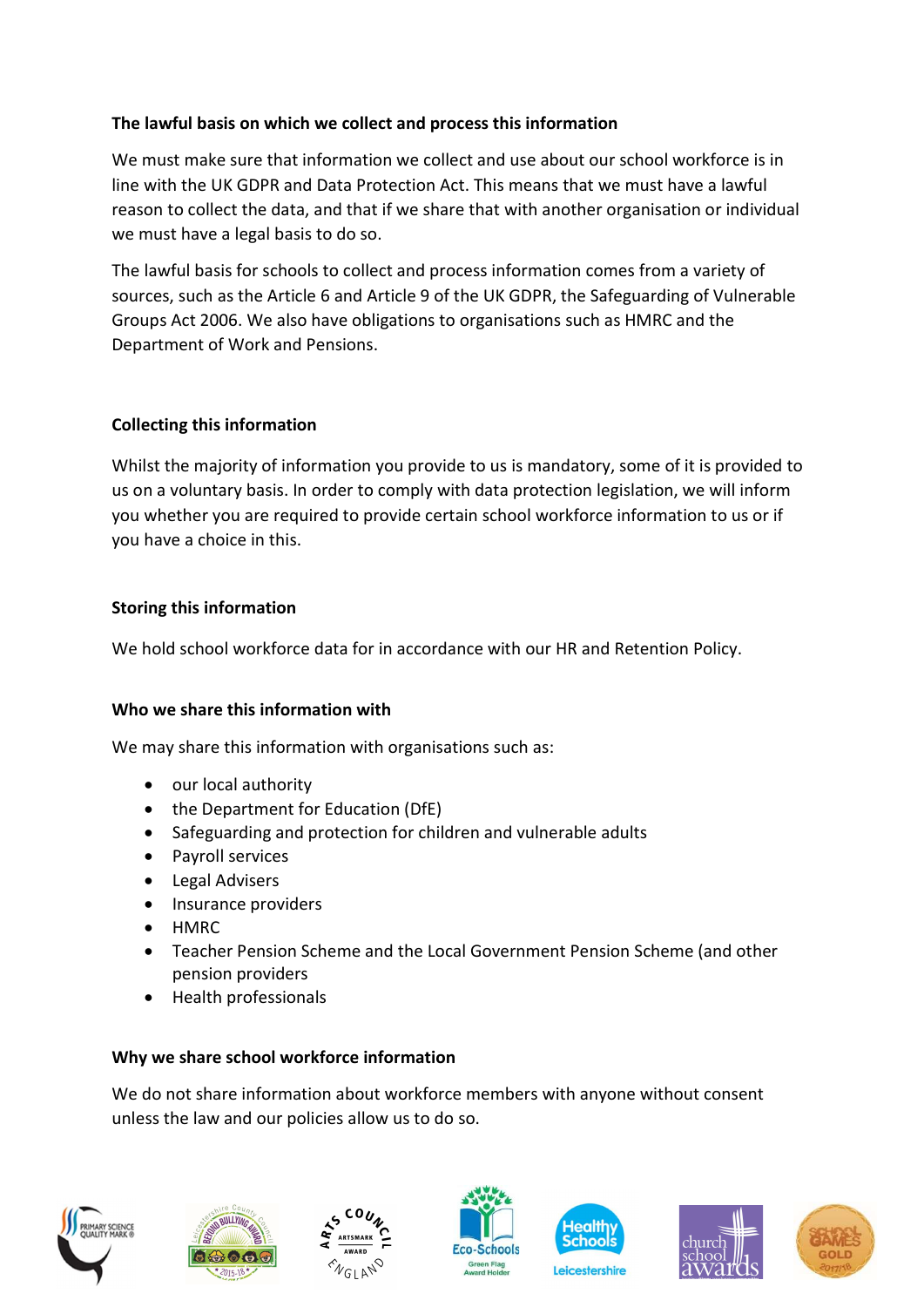**The lawful basis on which we collect and process this information**

We must make sure that information we collect and use about our school workforce is in line with the UK GDPR and Data Protection Act. This means that we must have a lawful reason to collect the data, and that if we share that with another organisation or individual we must have a legal basis to do so.

The lawful basis for schools to collect and process information comes from a variety of sources, such as the Article 6 and Article 9 of the UK GDPR, the Safeguarding of Vulnerable Groups Act 2006. We also have obligations to organisations such as HMRC and the Department of Work and Pensions.

**Collecting this information**

Whilst the majority of information you provide to us is mandatory, some of it is provided to us on a voluntary basis. In order to comply with data protection legislation, we will inform you whether you are required to provide certain school workforce information to us or if you have a choice in this.

**Storing this information**

We hold school workforce data for in accordance with our HR and Retention Policy.

**Who we share this information with**

We may share this information with organisations such as:

- our local authority
- the Department for Education (DfE)
- Safeguarding and protection for children and vulnerable adults
- Payroll services
- Legal Advisers
- Insurance providers
- HMRC
- Teacher Pension Scheme and the Local Government Pension Scheme (and other pension providers
- Health professionals

**Why we share school workforce information**

We do not share information about workforce members with anyone without consent unless the law and our policies allow us to do so.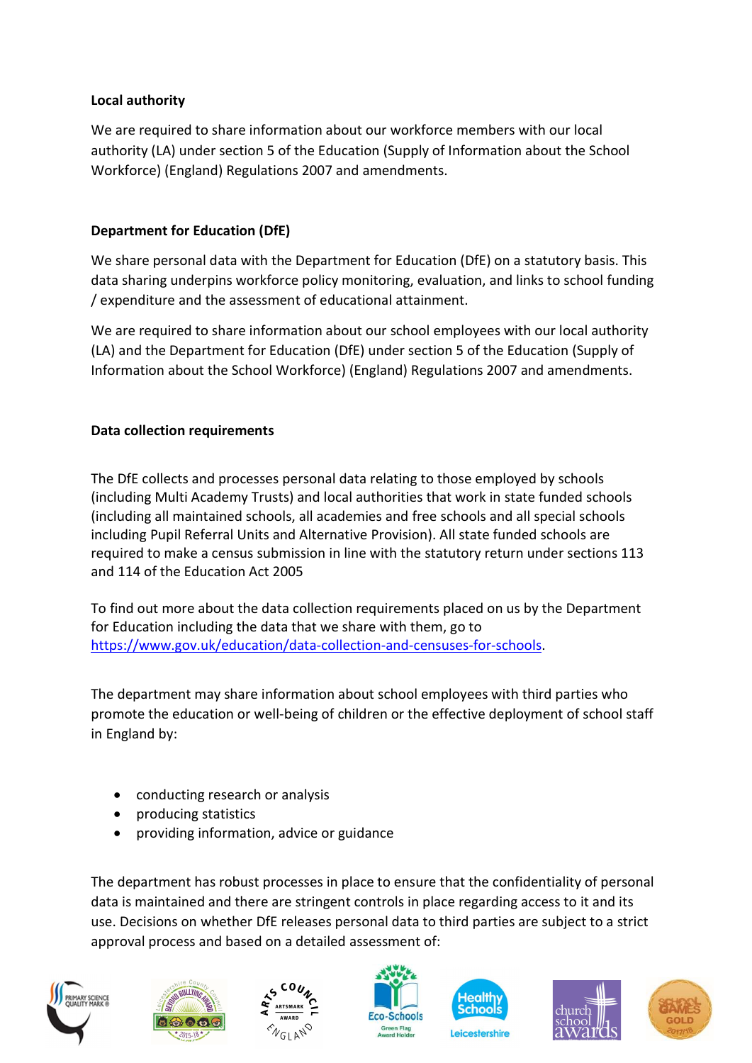**Local authority**

We are required to share information about our workforce members with our local authority (LA) under section 5 of the Education (Supply of Information about the School Workforce) (England) Regulations 2007 and amendments.

**Department for Education (DfE)**

We share personal data with the Department for Education (DfE) on a statutory basis. This data sharing underpins workforce policy monitoring, evaluation, and links to school funding / expenditure and the assessment of educational attainment.

We are required to share information about our school employees with our local authority (LA) and the Department for Education (DfE) under section 5 of the Education (Supply of Information about the School Workforce) (England) Regulations 2007 and amendments.

**Data collection requirements**

The DfE collects and processes personal data relating to those employed by schools (including Multi Academy Trusts) and local authorities that work in state funded schools (including all maintained schools, all academies and free schools and all special schools including Pupil Referral Units and Alternative Provision). All state funded schools are required to make a census submission in line with the statutory return under sections 113 and 114 of the Education Act 2005

To find out more about the data collection requirements placed on us by the Department for Education including the data that we share with them, go to https://www.gov.uk/education/data-collection-and-censuses-for-schools.

The department may share information about school employees with third parties who promote the education or well-being of children or the effective deployment of school staff in England by:

- conducting research or analysis
- producing statistics
- providing information, advice or guidance

The department has robust processes in place to ensure that the confidentiality of personal data is maintained and there are stringent controls in place regarding access to it and its use. Decisions on whether DfE releases personal data to third parties are subject to a strict approval process and based on a detailed assessment of: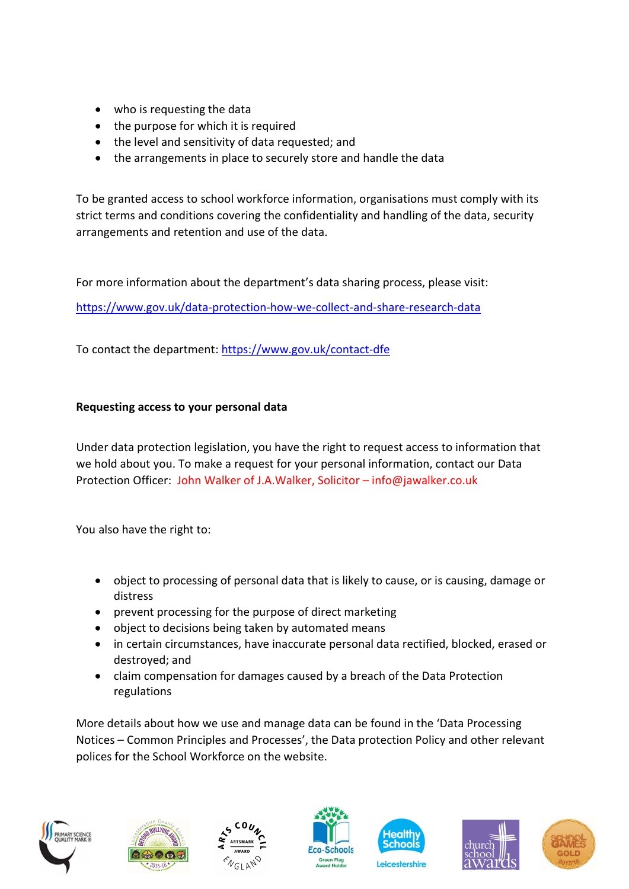- who is requesting the data
- the purpose for which it is required
- the level and sensitivity of data requested; and
- the arrangements in place to securely store and handle the data

To be granted access to school workforce information, organisations must comply with its strict terms and conditions covering the confidentiality and handling of the data, security arrangements and retention and use of the data.

For more information about the department's data sharing process, please visit:

https://www.gov.uk/data-protection-how-we-collect-and-share-research-data

To contact the department: https://www.gov.uk/contact-dfe

**Requesting access to your personal data**

Under data protection legislation, you have the right to request access to information that we hold about you. To make a request for your personal information, contact our Data Protection Officer: John Walker of J.A.Walker, Solicitor – info@jawalker.co.uk

You also have the right to:

- object to processing of personal data that is likely to cause, or is causing, damage or distress
- prevent processing for the purpose of direct marketing
- object to decisions being taken by automated means
- in certain circumstances, have inaccurate personal data rectified, blocked, erased or destroyed; and
- claim compensation for damages caused by a breach of the Data Protection regulations

More details about how we use and manage data can be found in the 'Data Processing Notices – Common Principles and Processes', the Data protection Policy and other relevant polices for the School Workforce on the website.